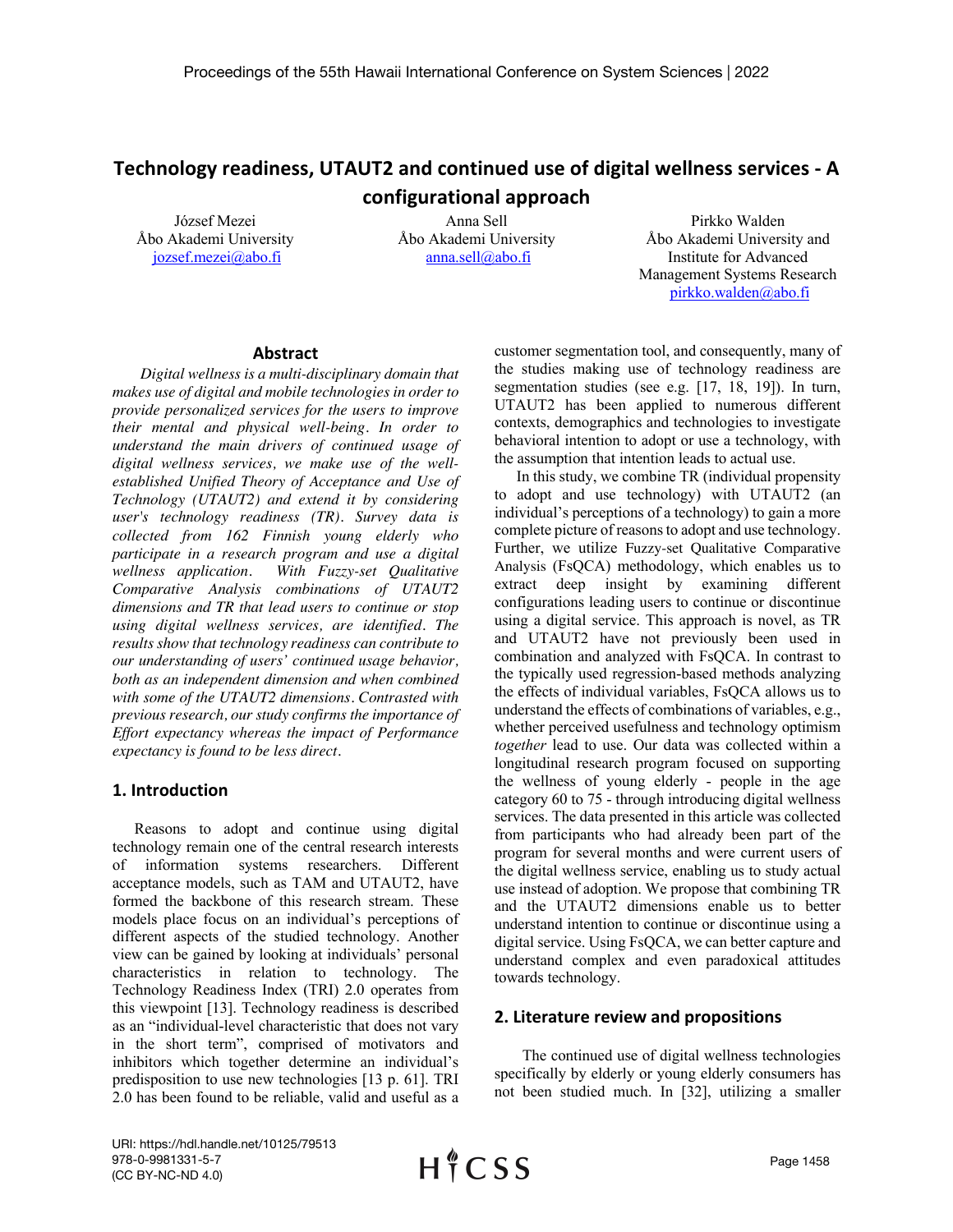# Technology readiness, UTAUT2 and continued use of digital wellness services - A configurational approach

József Mezei
Åbo Akademi University
jozsef.mezei@abo.fi

Anna Sell
Åbo Akademi University
anna.sell@abo.fi

Pirkko Walden
Åbo Akademi University and Institute for Advanced Management Systems Research
pirkko.walden@abo.fi

## Abstract

*Digital wellness is a multi-disciplinary domain that makes use of digital and mobile technologies in order to provide personalized services for the users to improve their mental and physical well-being. In order to understand the main drivers of continued usage of digital wellness services, we make use of the well-established Unified Theory of Acceptance and Use of Technology (UTAUT2) and extend it by considering user's technology readiness (TR). Survey data is collected from 162 Finnish young elderly who participate in a research program and use a digital wellness application. With Fuzzy-set Qualitative Comparative Analysis combinations of UTAUT2 dimensions and TR that lead users to continue or stop using digital wellness services, are identified. The results show that technology readiness can contribute to our understanding of users' continued usage behavior, both as an independent dimension and when combined with some of the UTAUT2 dimensions. Contrasted with previous research, our study confirms the importance of Effort expectancy whereas the impact of Performance expectancy is found to be less direct.*

## 1. Introduction

Reasons to adopt and continue using digital technology remain one of the central research interests of information systems researchers. Different acceptance models, such as TAM and UTAUT2, have formed the backbone of this research stream. These models place focus on an individual's perceptions of different aspects of the studied technology. Another view can be gained by looking at individuals' personal characteristics in relation to technology. The Technology Readiness Index (TRI) 2.0 operates from this viewpoint [13]. Technology readiness is described as an "individual-level characteristic that does not vary in the short term", comprised of motivators and inhibitors which together determine an individual's predisposition to use new technologies [13 p. 61]. TRI 2.0 has been found to be reliable, valid and useful as a customer segmentation tool, and consequently, many of the studies making use of technology readiness are segmentation studies (see e.g. [17, 18, 19]). In turn, UTAUT2 has been applied to numerous different contexts, demographics and technologies to investigate behavioral intention to adopt or use a technology, with the assumption that intention leads to actual use.

In this study, we combine TR (individual propensity to adopt and use technology) with UTAUT2 (an individual's perceptions of a technology) to gain a more complete picture of reasons to adopt and use technology. Further, we utilize Fuzzy-set Qualitative Comparative Analysis (FsQCA) methodology, which enables us to extract deep insight by examining different configurations leading users to continue or discontinue using a digital service. This approach is novel, as TR and UTAUT2 have not previously been used in combination and analyzed with FsQCA. In contrast to the typically used regression-based methods analyzing the effects of individual variables, FsQCA allows us to understand the effects of combinations of variables, e.g., whether perceived usefulness and technology optimism *together* lead to use. Our data was collected within a longitudinal research program focused on supporting the wellness of young elderly - people in the age category 60 to 75 - through introducing digital wellness services. The data presented in this article was collected from participants who had already been part of the program for several months and were current users of the digital wellness service, enabling us to study actual use instead of adoption. We propose that combining TR and the UTAUT2 dimensions enable us to better understand intention to continue or discontinue using a digital service. Using FsQCA, we can better capture and understand complex and even paradoxical attitudes towards technology.

## 2. Literature review and propositions

The continued use of digital wellness technologies specifically by elderly or young elderly consumers has not been studied much. In [32], utilizing a smaller

URI: https://hdl.handle.net/10125/79513
978-0-9981331-5-7
(CC BY-NC-ND 4.0)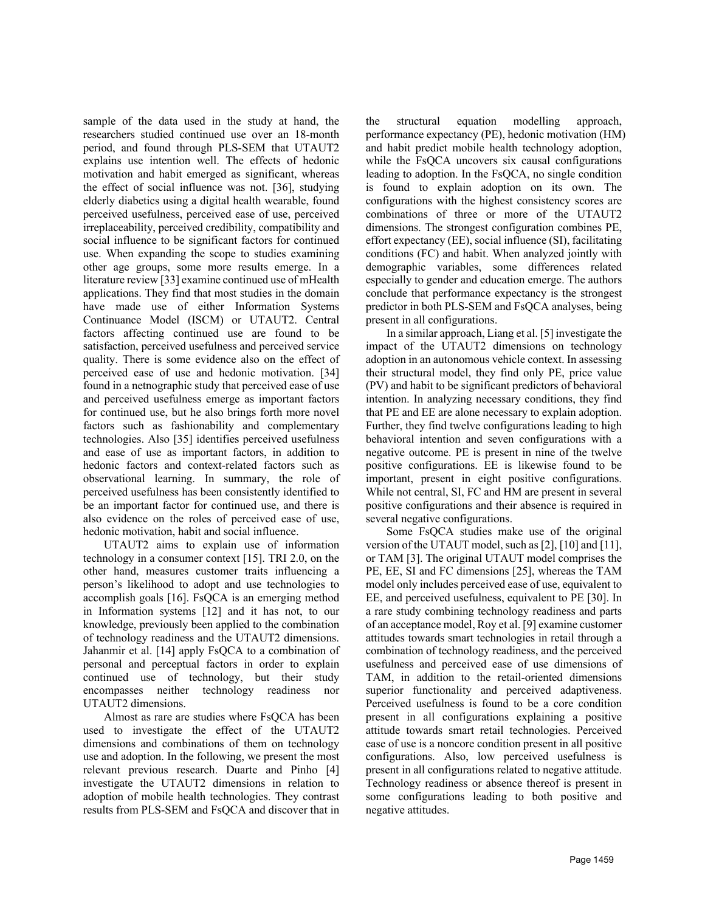sample of the data used in the study at hand, the researchers studied continued use over an 18-month period, and found through PLS-SEM that UTAUT2 explains use intention well. The effects of hedonic motivation and habit emerged as significant, whereas the effect of social influence was not. [36], studying elderly diabetics using a digital health wearable, found perceived usefulness, perceived ease of use, perceived irreplaceability, perceived credibility, compatibility and social influence to be significant factors for continued use. When expanding the scope to studies examining other age groups, some more results emerge. In a literature review [33] examine continued use of mHealth applications. They find that most studies in the domain have made use of either Information Systems Continuance Model (ISCM) or UTAUT2. Central factors affecting continued use are found to be satisfaction, perceived usefulness and perceived service quality. There is some evidence also on the effect of perceived ease of use and hedonic motivation. [34] found in a netnographic study that perceived ease of use and perceived usefulness emerge as important factors for continued use, but he also brings forth more novel factors such as fashionability and complementary technologies. Also [35] identifies perceived usefulness and ease of use as important factors, in addition to hedonic factors and context-related factors such as observational learning. In summary, the role of perceived usefulness has been consistently identified to be an important factor for continued use, and there is also evidence on the roles of perceived ease of use, hedonic motivation, habit and social influence.

UTAUT2 aims to explain use of information technology in a consumer context [15]. TRI 2.0, on the other hand, measures customer traits influencing a person's likelihood to adopt and use technologies to accomplish goals [16]. FsQCA is an emerging method in Information systems [12] and it has not, to our knowledge, previously been applied to the combination of technology readiness and the UTAUT2 dimensions. Jahanmir et al. [14] apply FsQCA to a combination of personal and perceptual factors in order to explain continued use of technology, but their study encompasses neither technology readiness nor UTAUT2 dimensions.

Almost as rare are studies where FsQCA has been used to investigate the effect of the UTAUT2 dimensions and combinations of them on technology use and adoption. In the following, we present the most relevant previous research. Duarte and Pinho [4] investigate the UTAUT2 dimensions in relation to adoption of mobile health technologies. They contrast results from PLS-SEM and FsQCA and discover that in the structural equation modelling approach, performance expectancy (PE), hedonic motivation (HM) and habit predict mobile health technology adoption, while the FsQCA uncovers six causal configurations leading to adoption. In the FsQCA, no single condition is found to explain adoption on its own. The configurations with the highest consistency scores are combinations of three or more of the UTAUT2 dimensions. The strongest configuration combines PE, effort expectancy (EE), social influence (SI), facilitating conditions (FC) and habit. When analyzed jointly with demographic variables, some differences related especially to gender and education emerge. The authors conclude that performance expectancy is the strongest predictor in both PLS-SEM and FsQCA analyses, being present in all configurations.

In a similar approach, Liang et al. [5] investigate the impact of the UTAUT2 dimensions on technology adoption in an autonomous vehicle context. In assessing their structural model, they find only PE, price value (PV) and habit to be significant predictors of behavioral intention. In analyzing necessary conditions, they find that PE and EE are alone necessary to explain adoption. Further, they find twelve configurations leading to high behavioral intention and seven configurations with a negative outcome. PE is present in nine of the twelve positive configurations. EE is likewise found to be important, present in eight positive configurations. While not central, SI, FC and HM are present in several positive configurations and their absence is required in several negative configurations.

Some FsQCA studies make use of the original version of the UTAUT model, such as [2], [10] and [11], or TAM [3]. The original UTAUT model comprises the PE, EE, SI and FC dimensions [25], whereas the TAM model only includes perceived ease of use, equivalent to EE, and perceived usefulness, equivalent to PE [30]. In a rare study combining technology readiness and parts of an acceptance model, Roy et al. [9] examine customer attitudes towards smart technologies in retail through a combination of technology readiness, and the perceived usefulness and perceived ease of use dimensions of TAM, in addition to the retail-oriented dimensions superior functionality and perceived adaptiveness. Perceived usefulness is found to be a core condition present in all configurations explaining a positive attitude towards smart retail technologies. Perceived ease of use is a noncore condition present in all positive configurations. Also, low perceived usefulness is present in all configurations related to negative attitude. Technology readiness or absence thereof is present in some configurations leading to both positive and negative attitudes.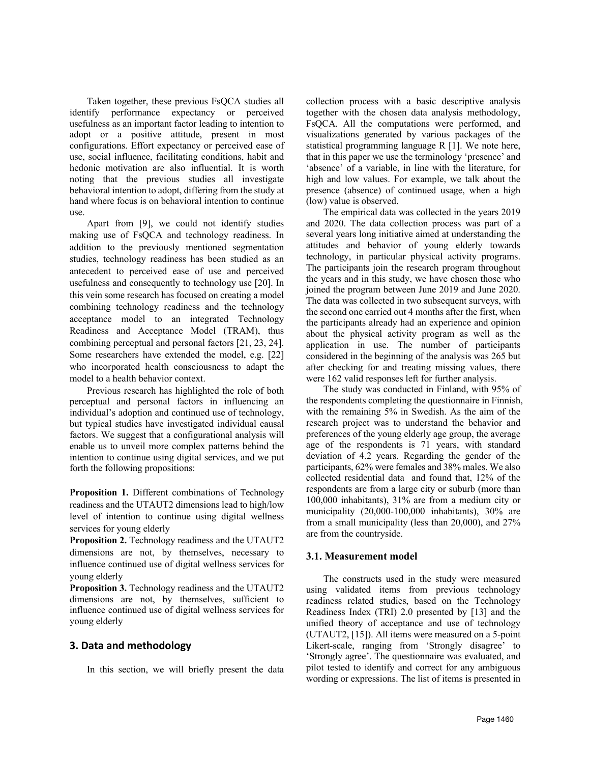Taken together, these previous FsQCA studies all identify performance expectancy or perceived usefulness as an important factor leading to intention to adopt or a positive attitude, present in most configurations. Effort expectancy or perceived ease of use, social influence, facilitating conditions, habit and hedonic motivation are also influential. It is worth noting that the previous studies all investigate behavioral intention to adopt, differing from the study at hand where focus is on behavioral intention to continue use.

Apart from [9], we could not identify studies making use of FsQCA and technology readiness. In addition to the previously mentioned segmentation studies, technology readiness has been studied as an antecedent to perceived ease of use and perceived usefulness and consequently to technology use [20]. In this vein some research has focused on creating a model combining technology readiness and the technology acceptance model to an integrated Technology Readiness and Acceptance Model (TRAM), thus combining perceptual and personal factors [21, 23, 24]. Some researchers have extended the model, e.g. [22] who incorporated health consciousness to adapt the model to a health behavior context.

Previous research has highlighted the role of both perceptual and personal factors in influencing an individual's adoption and continued use of technology, but typical studies have investigated individual causal factors. We suggest that a configurational analysis will enable us to unveil more complex patterns behind the intention to continue using digital services, and we put forth the following propositions:

**Proposition 1.** Different combinations of Technology readiness and the UTAUT2 dimensions lead to high/low level of intention to continue using digital wellness services for young elderly

**Proposition 2.** Technology readiness and the UTAUT2 dimensions are not, by themselves, necessary to influence continued use of digital wellness services for young elderly

**Proposition 3.** Technology readiness and the UTAUT2 dimensions are not, by themselves, sufficient to influence continued use of digital wellness services for young elderly

## 3. Data and methodology

In this section, we will briefly present the data collection process with a basic descriptive analysis together with the chosen data analysis methodology, FsQCA. All the computations were performed, and visualizations generated by various packages of the statistical programming language R [1]. We note here, that in this paper we use the terminology 'presence' and 'absence' of a variable, in line with the literature, for high and low values. For example, we talk about the presence (absence) of continued usage, when a high (low) value is observed.

The empirical data was collected in the years 2019 and 2020. The data collection process was part of a several years long initiative aimed at understanding the attitudes and behavior of young elderly towards technology, in particular physical activity programs. The participants join the research program throughout the years and in this study, we have chosen those who joined the program between June 2019 and June 2020. The data was collected in two subsequent surveys, with the second one carried out 4 months after the first, when the participants already had an experience and opinion about the physical activity program as well as the application in use. The number of participants considered in the beginning of the analysis was 265 but after checking for and treating missing values, there were 162 valid responses left for further analysis.

The study was conducted in Finland, with 95% of the respondents completing the questionnaire in Finnish, with the remaining 5% in Swedish. As the aim of the research project was to understand the behavior and preferences of the young elderly age group, the average age of the respondents is 71 years, with standard deviation of 4.2 years. Regarding the gender of the participants, 62% were females and 38% males. We also collected residential data and found that, 12% of the respondents are from a large city or suburb (more than 100,000 inhabitants), 31% are from a medium city or municipality (20,000-100,000 inhabitants), 30% are from a small municipality (less than 20,000), and 27% are from the countryside.

### 3.1. Measurement model

The constructs used in the study were measured using validated items from previous technology readiness related studies, based on the Technology Readiness Index (TRI) 2.0 presented by [13] and the unified theory of acceptance and use of technology (UTAUT2, [15]). All items were measured on a 5-point Likert-scale, ranging from 'Strongly disagree' to 'Strongly agree'. The questionnaire was evaluated, and pilot tested to identify and correct for any ambiguous wording or expressions. The list of items is presented in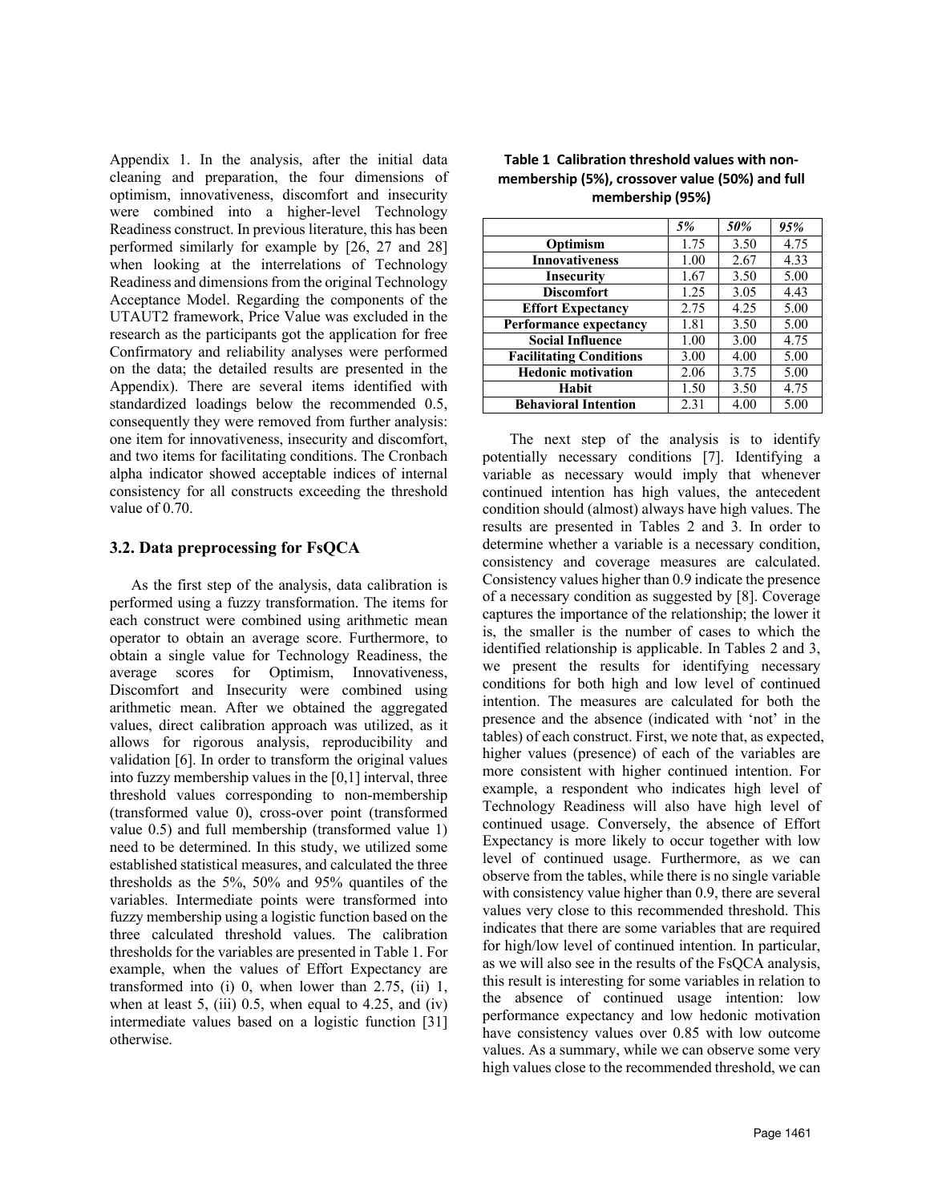Appendix 1. In the analysis, after the initial data cleaning and preparation, the four dimensions of optimism, innovativeness, discomfort and insecurity were combined into a higher-level Technology Readiness construct. In previous literature, this has been performed similarly for example by [26, 27 and 28] when looking at the interrelations of Technology Readiness and dimensions from the original Technology Acceptance Model. Regarding the components of the UTAUT2 framework, Price Value was excluded in the research as the participants got the application for free Confirmatory and reliability analyses were performed on the data; the detailed results are presented in the Appendix). There are several items identified with standardized loadings below the recommended 0.5, consequently they were removed from further analysis: one item for innovativeness, insecurity and discomfort, and two items for facilitating conditions. The Cronbach alpha indicator showed acceptable indices of internal consistency for all constructs exceeding the threshold value of 0.70.

### 3.2. Data preprocessing for FsQCA

As the first step of the analysis, data calibration is performed using a fuzzy transformation. The items for each construct were combined using arithmetic mean operator to obtain an average score. Furthermore, to obtain a single value for Technology Readiness, the average scores for Optimism, Innovativeness, Discomfort and Insecurity were combined using arithmetic mean. After we obtained the aggregated values, direct calibration approach was utilized, as it allows for rigorous analysis, reproducibility and validation [6]. In order to transform the original values into fuzzy membership values in the [0,1] interval, three threshold values corresponding to non-membership (transformed value 0), cross-over point (transformed value 0.5) and full membership (transformed value 1) need to be determined. In this study, we utilized some established statistical measures, and calculated the three thresholds as the 5%, 50% and 95% quantiles of the variables. Intermediate points were transformed into fuzzy membership using a logistic function based on the three calculated threshold values. The calibration thresholds for the variables are presented in Table 1. For example, when the values of Effort Expectancy are transformed into (i) 0, when lower than 2.75, (ii) 1, when at least 5, (iii) 0.5, when equal to 4.25, and (iv) intermediate values based on a logistic function [31] otherwise.

**Table 1 Calibration threshold values with non-membership (5%), crossover value (50%) and full membership (95%)**

| | *5%* | *50%* | *95%* |
|---|---|---|---|
| **Optimism** | 1.75 | 3.50 | 4.75 |
| **Innovativeness** | 1.00 | 2.67 | 4.33 |
| **Insecurity** | 1.67 | 3.50 | 5.00 |
| **Discomfort** | 1.25 | 3.05 | 4.43 |
| **Effort Expectancy** | 2.75 | 4.25 | 5.00 |
| **Performance expectancy** | 1.81 | 3.50 | 5.00 |
| **Social Influence** | 1.00 | 3.00 | 4.75 |
| **Facilitating Conditions** | 3.00 | 4.00 | 5.00 |
| **Hedonic motivation** | 2.06 | 3.75 | 5.00 |
| **Habit** | 1.50 | 3.50 | 4.75 |
| **Behavioral Intention** | 2.31 | 4.00 | 5.00 |

The next step of the analysis is to identify potentially necessary conditions [7]. Identifying a variable as necessary would imply that whenever continued intention has high values, the antecedent condition should (almost) always have high values. The results are presented in Tables 2 and 3. In order to determine whether a variable is a necessary condition, consistency and coverage measures are calculated. Consistency values higher than 0.9 indicate the presence of a necessary condition as suggested by [8]. Coverage captures the importance of the relationship; the lower it is, the smaller is the number of cases to which the identified relationship is applicable. In Tables 2 and 3, we present the results for identifying necessary conditions for both high and low level of continued intention. The measures are calculated for both the presence and the absence (indicated with 'not' in the tables) of each construct. First, we note that, as expected, higher values (presence) of each of the variables are more consistent with higher continued intention. For example, a respondent who indicates high level of Technology Readiness will also have high level of continued usage. Conversely, the absence of Effort Expectancy is more likely to occur together with low level of continued usage. Furthermore, as we can observe from the tables, while there is no single variable with consistency value higher than 0.9, there are several values very close to this recommended threshold. This indicates that there are some variables that are required for high/low level of continued intention. In particular, as we will also see in the results of the FsQCA analysis, this result is interesting for some variables in relation to the absence of continued usage intention: low performance expectancy and low hedonic motivation have consistency values over 0.85 with low outcome values. As a summary, while we can observe some very high values close to the recommended threshold, we can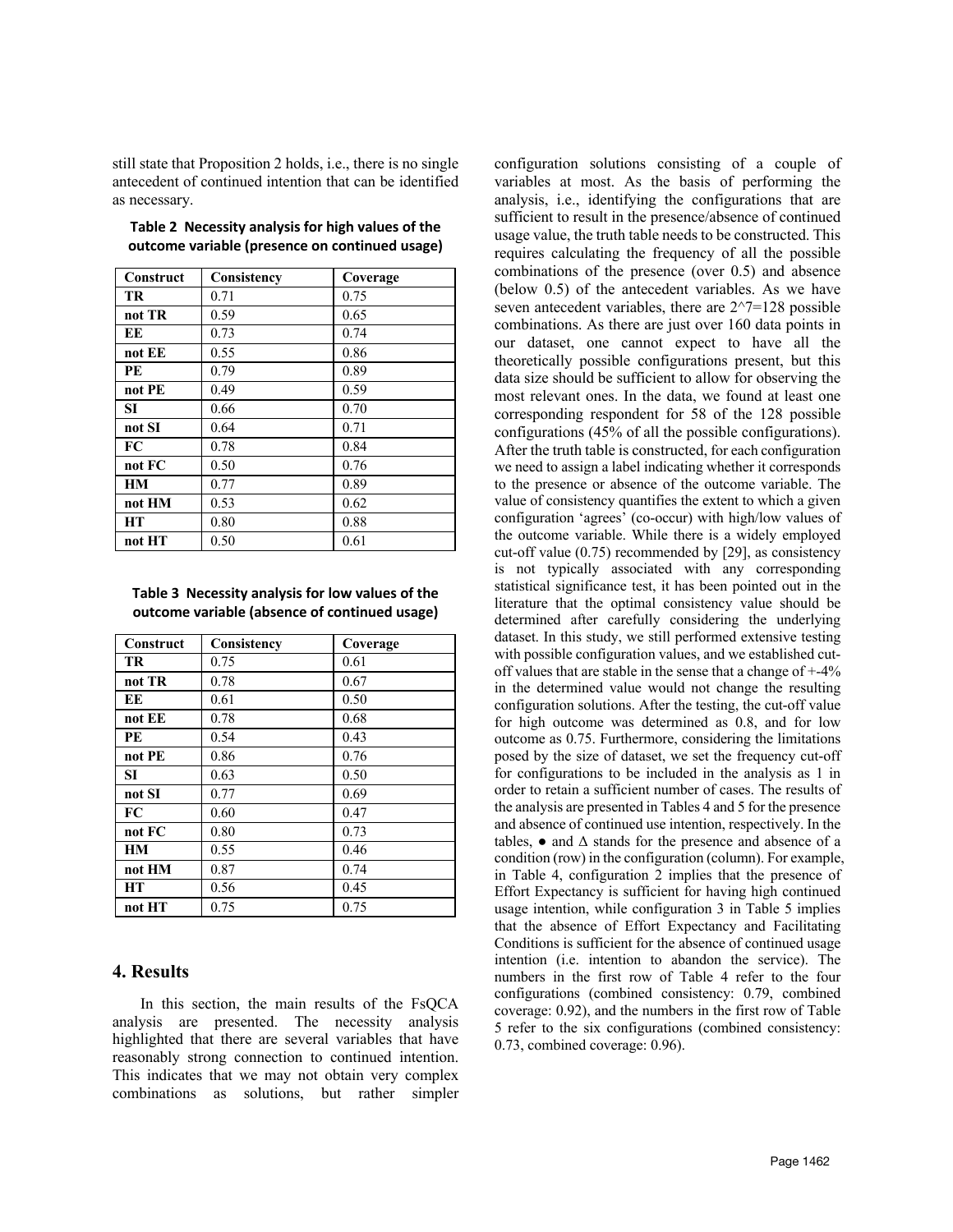still state that Proposition 2 holds, i.e., there is no single antecedent of continued intention that can be identified as necessary.

**Table 2 Necessity analysis for high values of the outcome variable (presence on continued usage)**

| Construct | Consistency | Coverage |
|---|---|---|
| **TR** | 0.71 | 0.75 |
| **not TR** | 0.59 | 0.65 |
| **EE** | 0.73 | 0.74 |
| **not EE** | 0.55 | 0.86 |
| **PE** | 0.79 | 0.89 |
| **not PE** | 0.49 | 0.59 |
| **SI** | 0.66 | 0.70 |
| **not SI** | 0.64 | 0.71 |
| **FC** | 0.78 | 0.84 |
| **not FC** | 0.50 | 0.76 |
| **HM** | 0.77 | 0.89 |
| **not HM** | 0.53 | 0.62 |
| **HT** | 0.80 | 0.88 |
| **not HT** | 0.50 | 0.61 |

**Table 3 Necessity analysis for low values of the outcome variable (absence of continued usage)**

| Construct | Consistency | Coverage |
|---|---|---|
| **TR** | 0.75 | 0.61 |
| **not TR** | 0.78 | 0.67 |
| **EE** | 0.61 | 0.50 |
| **not EE** | 0.78 | 0.68 |
| **PE** | 0.54 | 0.43 |
| **not PE** | 0.86 | 0.76 |
| **SI** | 0.63 | 0.50 |
| **not SI** | 0.77 | 0.69 |
| **FC** | 0.60 | 0.47 |
| **not FC** | 0.80 | 0.73 |
| **HM** | 0.55 | 0.46 |
| **not HM** | 0.87 | 0.74 |
| **HT** | 0.56 | 0.45 |
| **not HT** | 0.75 | 0.75 |

## 4. Results

In this section, the main results of the FsQCA analysis are presented. The necessity analysis highlighted that there are several variables that have reasonably strong connection to continued intention. This indicates that we may not obtain very complex combinations as solutions, but rather simpler configuration solutions consisting of a couple of variables at most. As the basis of performing the analysis, i.e., identifying the configurations that are sufficient to result in the presence/absence of continued usage value, the truth table needs to be constructed. This requires calculating the frequency of all the possible combinations of the presence (over 0.5) and absence (below 0.5) of the antecedent variables. As we have seven antecedent variables, there are $2^7=128$ possible combinations. As there are just over 160 data points in our dataset, one cannot expect to have all the theoretically possible configurations present, but this data size should be sufficient to allow for observing the most relevant ones. In the data, we found at least one corresponding respondent for 58 of the 128 possible configurations (45% of all the possible configurations). After the truth table is constructed, for each configuration we need to assign a label indicating whether it corresponds to the presence or absence of the outcome variable. The value of consistency quantifies the extent to which a given configuration 'agrees' (co-occur) with high/low values of the outcome variable. While there is a widely employed cut-off value (0.75) recommended by [29], as consistency is not typically associated with any corresponding statistical significance test, it has been pointed out in the literature that the optimal consistency value should be determined after carefully considering the underlying dataset. In this study, we still performed extensive testing with possible configuration values, and we established cut-off values that are stable in the sense that a change of +-4% in the determined value would not change the resulting configuration solutions. After the testing, the cut-off value for high outcome was determined as 0.8, and for low outcome as 0.75. Furthermore, considering the limitations posed by the size of dataset, we set the frequency cut-off for configurations to be included in the analysis as 1 in order to retain a sufficient number of cases. The results of the analysis are presented in Tables 4 and 5 for the presence and absence of continued use intention, respectively. In the tables, ● and Δ stands for the presence and absence of a condition (row) in the configuration (column). For example, in Table 4, configuration 2 implies that the presence of Effort Expectancy is sufficient for having high continued usage intention, while configuration 3 in Table 5 implies that the absence of Effort Expectancy and Facilitating Conditions is sufficient for the absence of continued usage intention (i.e. intention to abandon the service). The numbers in the first row of Table 4 refer to the four configurations (combined consistency: 0.79, combined coverage: 0.92), and the numbers in the first row of Table 5 refer to the six configurations (combined consistency: 0.73, combined coverage: 0.96).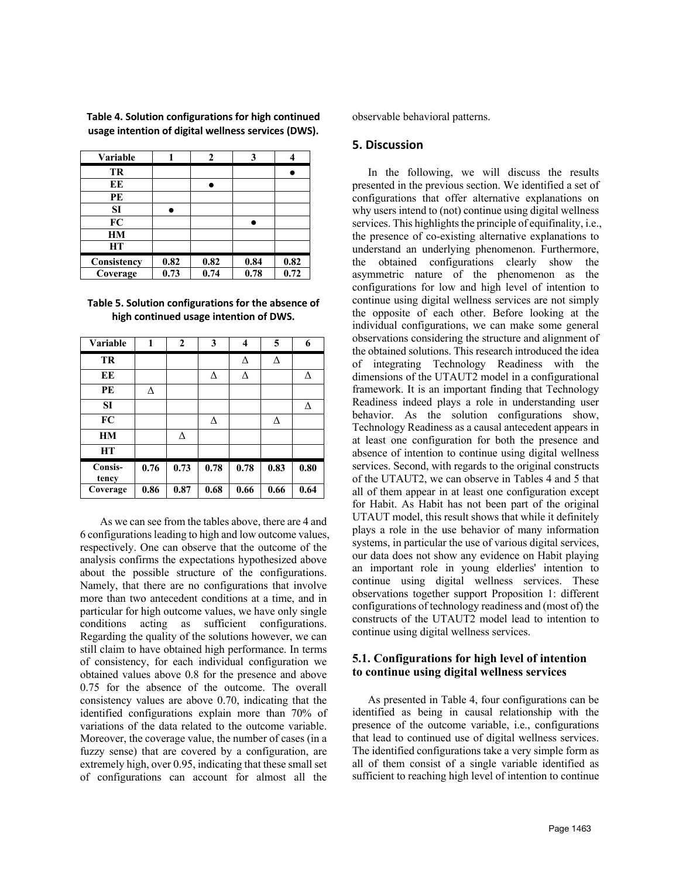**Table 4. Solution configurations for high continued usage intention of digital wellness services (DWS).**

| Variable | 1 | 2 | 3 | 4 |
|---|---|---|---|---|
| TR | | | | ● |
| EE | | ● | | |
| PE | | | | |
| SI | ● | | | |
| FC | | | ● | |
| HM | | | | |
| HT | | | | |
| Consistency | 0.82 | 0.82 | 0.84 | 0.82 |
| Coverage | 0.73 | 0.74 | 0.78 | 0.72 |

**Table 5. Solution configurations for the absence of high continued usage intention of DWS.**

| Variable | 1 | 2 | 3 | 4 | 5 | 6 |
|---|---|---|---|---|---|---|
| TR | | | | Δ | Δ | |
| EE | | | Δ | Δ | | Δ |
| PE | Δ | | | | | |
| SI | | | | | | Δ |
| FC | | | Δ | | Δ | |
| HM | | Δ | | | | |
| HT | | | | | | |
| Consis-tency | 0.76 | 0.73 | 0.78 | 0.78 | 0.83 | 0.80 |
| Coverage | 0.86 | 0.87 | 0.68 | 0.66 | 0.66 | 0.64 |

As we can see from the tables above, there are 4 and 6 configurations leading to high and low outcome values, respectively. One can observe that the outcome of the analysis confirms the expectations hypothesized above about the possible structure of the configurations. Namely, that there are no configurations that involve more than two antecedent conditions at a time, and in particular for high outcome values, we have only single conditions acting as sufficient configurations. Regarding the quality of the solutions however, we can still claim to have obtained high performance. In terms of consistency, for each individual configuration we obtained values above 0.8 for the presence and above 0.75 for the absence of the outcome. The overall consistency values are above 0.70, indicating that the identified configurations explain more than 70% of variations of the data related to the outcome variable. Moreover, the coverage value, the number of cases (in a fuzzy sense) that are covered by a configuration, are extremely high, over 0.95, indicating that these small set of configurations can account for almost all the observable behavioral patterns.

## 5. Discussion

In the following, we will discuss the results presented in the previous section. We identified a set of configurations that offer alternative explanations on why users intend to (not) continue using digital wellness services. This highlights the principle of equifinality, i.e., the presence of co-existing alternative explanations to understand an underlying phenomenon. Furthermore, the obtained configurations clearly show the asymmetric nature of the phenomenon as the configurations for low and high level of intention to continue using digital wellness services are not simply the opposite of each other. Before looking at the individual configurations, we can make some general observations considering the structure and alignment of the obtained solutions. This research introduced the idea of integrating Technology Readiness with the dimensions of the UTAUT2 model in a configurational framework. It is an important finding that Technology Readiness indeed plays a role in understanding user behavior. As the solution configurations show, Technology Readiness as a causal antecedent appears in at least one configuration for both the presence and absence of intention to continue using digital wellness services. Second, with regards to the original constructs of the UTAUT2, we can observe in Tables 4 and 5 that all of them appear in at least one configuration except for Habit. As Habit has not been part of the original UTAUT model, this result shows that while it definitely plays a role in the use behavior of many information systems, in particular the use of various digital services, our data does not show any evidence on Habit playing an important role in young elderlies' intention to continue using digital wellness services. These observations together support Proposition 1: different configurations of technology readiness and (most of) the constructs of the UTAUT2 model lead to intention to continue using digital wellness services.

### 5.1. Configurations for high level of intention to continue using digital wellness services

As presented in Table 4, four configurations can be identified as being in causal relationship with the presence of the outcome variable, i.e., configurations that lead to continued use of digital wellness services. The identified configurations take a very simple form as all of them consist of a single variable identified as sufficient to reaching high level of intention to continue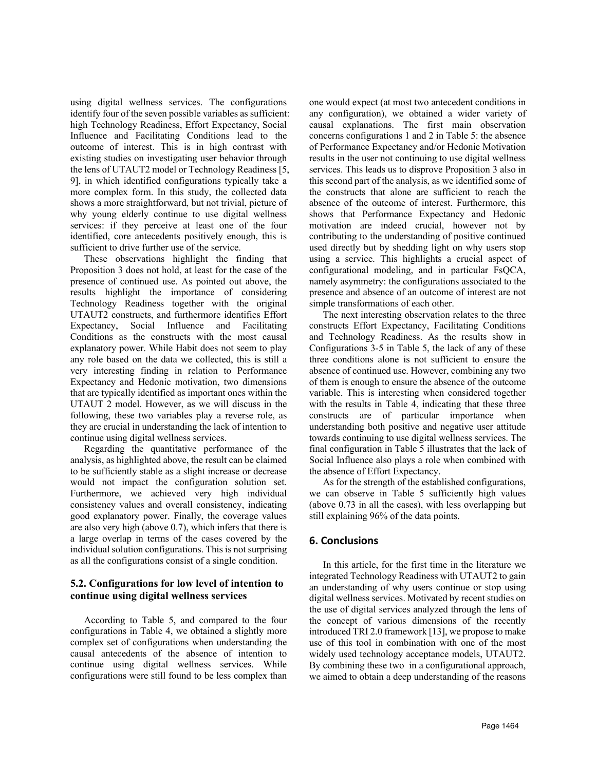using digital wellness services. The configurations identify four of the seven possible variables as sufficient: high Technology Readiness, Effort Expectancy, Social Influence and Facilitating Conditions lead to the outcome of interest. This is in high contrast with existing studies on investigating user behavior through the lens of UTAUT2 model or Technology Readiness [5, 9], in which identified configurations typically take a more complex form. In this study, the collected data shows a more straightforward, but not trivial, picture of why young elderly continue to use digital wellness services: if they perceive at least one of the four identified, core antecedents positively enough, this is sufficient to drive further use of the service.

These observations highlight the finding that Proposition 3 does not hold, at least for the case of the presence of continued use. As pointed out above, the results highlight the importance of considering Technology Readiness together with the original UTAUT2 constructs, and furthermore identifies Effort Expectancy, Social Influence and Facilitating Conditions as the constructs with the most causal explanatory power. While Habit does not seem to play any role based on the data we collected, this is still a very interesting finding in relation to Performance Expectancy and Hedonic motivation, two dimensions that are typically identified as important ones within the UTAUT 2 model. However, as we will discuss in the following, these two variables play a reverse role, as they are crucial in understanding the lack of intention to continue using digital wellness services.

Regarding the quantitative performance of the analysis, as highlighted above, the result can be claimed to be sufficiently stable as a slight increase or decrease would not impact the configuration solution set. Furthermore, we achieved very high individual consistency values and overall consistency, indicating good explanatory power. Finally, the coverage values are also very high (above 0.7), which infers that there is a large overlap in terms of the cases covered by the individual solution configurations. This is not surprising as all the configurations consist of a single condition.

### 5.2. Configurations for low level of intention to continue using digital wellness services

According to Table 5, and compared to the four configurations in Table 4, we obtained a slightly more complex set of configurations when understanding the causal antecedents of the absence of intention to continue using digital wellness services. While configurations were still found to be less complex than one would expect (at most two antecedent conditions in any configuration), we obtained a wider variety of causal explanations. The first main observation concerns configurations 1 and 2 in Table 5: the absence of Performance Expectancy and/or Hedonic Motivation results in the user not continuing to use digital wellness services. This leads us to disprove Proposition 3 also in this second part of the analysis, as we identified some of the constructs that alone are sufficient to reach the absence of the outcome of interest. Furthermore, this shows that Performance Expectancy and Hedonic motivation are indeed crucial, however not by contributing to the understanding of positive continued used directly but by shedding light on why users stop using a service. This highlights a crucial aspect of configurational modeling, and in particular FsQCA, namely asymmetry: the configurations associated to the presence and absence of an outcome of interest are not simple transformations of each other.

The next interesting observation relates to the three constructs Effort Expectancy, Facilitating Conditions and Technology Readiness. As the results show in Configurations 3-5 in Table 5, the lack of any of these three conditions alone is not sufficient to ensure the absence of continued use. However, combining any two of them is enough to ensure the absence of the outcome variable. This is interesting when considered together with the results in Table 4, indicating that these three constructs are of particular importance when understanding both positive and negative user attitude towards continuing to use digital wellness services. The final configuration in Table 5 illustrates that the lack of Social Influence also plays a role when combined with the absence of Effort Expectancy.

As for the strength of the established configurations, we can observe in Table 5 sufficiently high values (above 0.73 in all the cases), with less overlapping but still explaining 96% of the data points.

## 6. Conclusions

In this article, for the first time in the literature we integrated Technology Readiness with UTAUT2 to gain an understanding of why users continue or stop using digital wellness services. Motivated by recent studies on the use of digital services analyzed through the lens of the concept of various dimensions of the recently introduced TRI 2.0 framework [13], we propose to make use of this tool in combination with one of the most widely used technology acceptance models, UTAUT2. By combining these two in a configurational approach, we aimed to obtain a deep understanding of the reasons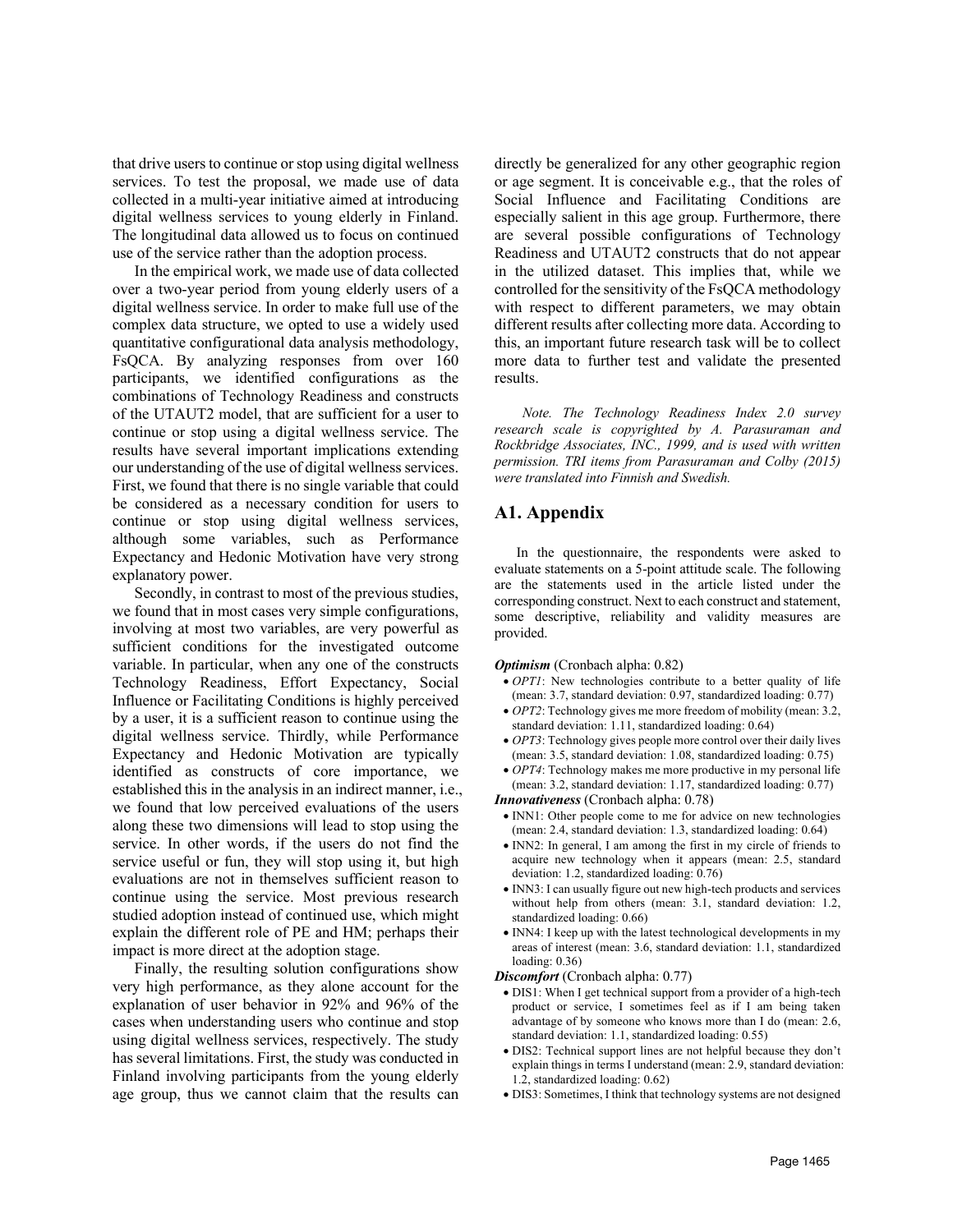that drive users to continue or stop using digital wellness services. To test the proposal, we made use of data collected in a multi-year initiative aimed at introducing digital wellness services to young elderly in Finland. The longitudinal data allowed us to focus on continued use of the service rather than the adoption process.

In the empirical work, we made use of data collected over a two-year period from young elderly users of a digital wellness service. In order to make full use of the complex data structure, we opted to use a widely used quantitative configurational data analysis methodology, FsQCA. By analyzing responses from over 160 participants, we identified configurations as the combinations of Technology Readiness and constructs of the UTAUT2 model, that are sufficient for a user to continue or stop using a digital wellness service. The results have several important implications extending our understanding of the use of digital wellness services. First, we found that there is no single variable that could be considered as a necessary condition for users to continue or stop using digital wellness services, although some variables, such as Performance Expectancy and Hedonic Motivation have very strong explanatory power.

Secondly, in contrast to most of the previous studies, we found that in most cases very simple configurations, involving at most two variables, are very powerful as sufficient conditions for the investigated outcome variable. In particular, when any one of the constructs Technology Readiness, Effort Expectancy, Social Influence or Facilitating Conditions is highly perceived by a user, it is a sufficient reason to continue using the digital wellness service. Thirdly, while Performance Expectancy and Hedonic Motivation are typically identified as constructs of core importance, we established this in the analysis in an indirect manner, i.e., we found that low perceived evaluations of the users along these two dimensions will lead to stop using the service. In other words, if the users do not find the service useful or fun, they will stop using it, but high evaluations are not in themselves sufficient reason to continue using the service. Most previous research studied adoption instead of continued use, which might explain the different role of PE and HM; perhaps their impact is more direct at the adoption stage.

Finally, the resulting solution configurations show very high performance, as they alone account for the explanation of user behavior in 92% and 96% of the cases when understanding users who continue and stop using digital wellness services, respectively. The study has several limitations. First, the study was conducted in Finland involving participants from the young elderly age group, thus we cannot claim that the results can directly be generalized for any other geographic region or age segment. It is conceivable e.g., that the roles of Social Influence and Facilitating Conditions are especially salient in this age group. Furthermore, there are several possible configurations of Technology Readiness and UTAUT2 constructs that do not appear in the utilized dataset. This implies that, while we controlled for the sensitivity of the FsQCA methodology with respect to different parameters, we may obtain different results after collecting more data. According to this, an important future research task will be to collect more data to further test and validate the presented results.

*Note. The Technology Readiness Index 2.0 survey research scale is copyrighted by A. Parasuraman and Rockbridge Associates, INC., 1999, and is used with written permission. TRI items from Parasuraman and Colby (2015) were translated into Finnish and Swedish.*

## A1. Appendix

In the questionnaire, the respondents were asked to evaluate statements on a 5-point attitude scale. The following are the statements used in the article listed under the corresponding construct. Next to each construct and statement, some descriptive, reliability and validity measures are provided.

***Optimism*** (Cronbach alpha: 0.82)

- *OPT1*: New technologies contribute to a better quality of life (mean: 3.7, standard deviation: 0.97, standardized loading: 0.77)
- *OPT2*: Technology gives me more freedom of mobility (mean: 3.2, standard deviation: 1.11, standardized loading: 0.64)
- *OPT3*: Technology gives people more control over their daily lives (mean: 3.5, standard deviation: 1.08, standardized loading: 0.75)
- *OPT4*: Technology makes me more productive in my personal life (mean: 3.2, standard deviation: 1.17, standardized loading: 0.77)

***Innovativeness*** (Cronbach alpha: 0.78)

- INN1: Other people come to me for advice on new technologies (mean: 2.4, standard deviation: 1.3, standardized loading: 0.64)
- INN2: In general, I am among the first in my circle of friends to acquire new technology when it appears (mean: 2.5, standard deviation: 1.2, standardized loading: 0.76)
- INN3: I can usually figure out new high-tech products and services without help from others (mean: 3.1, standard deviation: 1.2, standardized loading: 0.66)
- INN4: I keep up with the latest technological developments in my areas of interest (mean: 3.6, standard deviation: 1.1, standardized loading: 0.36)

***Discomfort*** (Cronbach alpha: 0.77)

- DIS1: When I get technical support from a provider of a high-tech product or service, I sometimes feel as if I am being taken advantage of by someone who knows more than I do (mean: 2.6, standard deviation: 1.1, standardized loading: 0.55)
- DIS2: Technical support lines are not helpful because they don't explain things in terms I understand (mean: 2.9, standard deviation: 1.2, standardized loading: 0.62)
- DIS3: Sometimes, I think that technology systems are not designed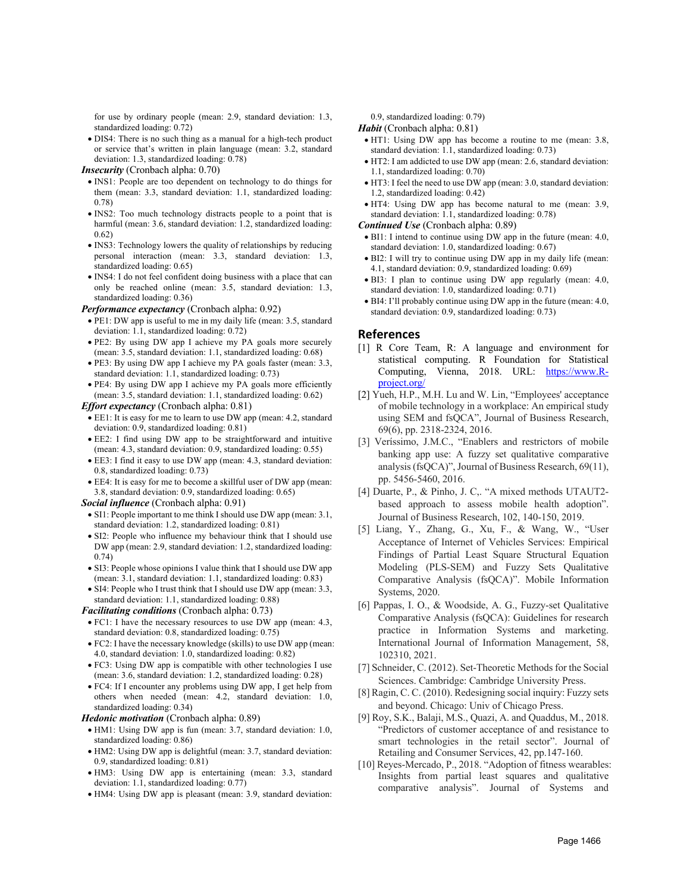for use by ordinary people (mean: 2.9, standard deviation: 1.3, standardized loading: 0.72)

- DIS4: There is no such thing as a manual for a high-tech product or service that's written in plain language (mean: 3.2, standard deviation: 1.3, standardized loading: 0.78)

***Insecurity*** (Cronbach alpha: 0.70)

- INS1: People are too dependent on technology to do things for them (mean: 3.3, standard deviation: 1.1, standardized loading: 0.78)
- INS2: Too much technology distracts people to a point that is harmful (mean: 3.6, standard deviation: 1.2, standardized loading: 0.62)
- INS3: Technology lowers the quality of relationships by reducing personal interaction (mean: 3.3, standard deviation: 1.3, standardized loading: 0.65)
- INS4: I do not feel confident doing business with a place that can only be reached online (mean: 3.5, standard deviation: 1.3, standardized loading: 0.36)

***Performance expectancy*** (Cronbach alpha: 0.92)

- PE1: DW app is useful to me in my daily life (mean: 3.5, standard deviation: 1.1, standardized loading: 0.72)
- PE2: By using DW app I achieve my PA goals more securely (mean: 3.5, standard deviation: 1.1, standardized loading: 0.68)
- PE3: By using DW app I achieve my PA goals faster (mean: 3.3, standard deviation: 1.1, standardized loading: 0.73)
- PE4: By using DW app I achieve my PA goals more efficiently (mean: 3.5, standard deviation: 1.1, standardized loading: 0.62)

***Effort expectancy*** (Cronbach alpha: 0.81)

- EE1: It is easy for me to learn to use DW app (mean: 4.2, standard deviation: 0.9, standardized loading: 0.81)
- EE2: I find using DW app to be straightforward and intuitive (mean: 4.3, standard deviation: 0.9, standardized loading: 0.55)
- EE3: I find it easy to use DW app (mean: 4.3, standard deviation: 0.8, standardized loading: 0.73)
- EE4: It is easy for me to become a skillful user of DW app (mean: 3.8, standard deviation: 0.9, standardized loading: 0.65)

***Social influence*** (Cronbach alpha: 0.91)

- SI1: People important to me think I should use DW app (mean: 3.1, standard deviation: 1.2, standardized loading: 0.81)
- SI2: People who influence my behaviour think that I should use DW app (mean: 2.9, standard deviation: 1.2, standardized loading: 0.74)
- SI3: People whose opinions I value think that I should use DW app (mean: 3.1, standard deviation: 1.1, standardized loading: 0.83)
- SI4: People who I trust think that I should use DW app (mean: 3.3, standard deviation: 1.1, standardized loading: 0.88)

***Facilitating conditions*** (Cronbach alpha: 0.73)

- FC1: I have the necessary resources to use DW app (mean: 4.3, standard deviation: 0.8, standardized loading: 0.75)
- FC2: I have the necessary knowledge (skills) to use DW app (mean: 4.0, standard deviation: 1.0, standardized loading: 0.82)
- FC3: Using DW app is compatible with other technologies I use (mean: 3.6, standard deviation: 1.2, standardized loading: 0.28)
- FC4: If I encounter any problems using DW app, I get help from others when needed (mean: 4.2, standard deviation: 1.0, standardized loading: 0.34)

***Hedonic motivation*** (Cronbach alpha: 0.89)

- HM1: Using DW app is fun (mean: 3.7, standard deviation: 1.0, standardized loading: 0.86)
- HM2: Using DW app is delightful (mean: 3.7, standard deviation: 0.9, standardized loading: 0.81)
- HM3: Using DW app is entertaining (mean: 3.3, standard deviation: 1.1, standardized loading: 0.77)
- HM4: Using DW app is pleasant (mean: 3.9, standard deviation: 0.9, standardized loading: 0.79)

***Habit*** (Cronbach alpha: 0.81)

- HT1: Using DW app has become a routine to me (mean: 3.8, standard deviation: 1.1, standardized loading: 0.73)
- HT2: I am addicted to use DW app (mean: 2.6, standard deviation: 1.1, standardized loading: 0.70)
- HT3: I feel the need to use DW app (mean: 3.0, standard deviation: 1.2, standardized loading: 0.42)
- HT4: Using DW app has become natural to me (mean: 3.9, standard deviation: 1.1, standardized loading: 0.78)

***Continued Use*** (Cronbach alpha: 0.89)

- BI1: I intend to continue using DW app in the future (mean: 4.0, standard deviation: 1.0, standardized loading: 0.67)
- BI2: I will try to continue using DW app in my daily life (mean: 4.1, standard deviation: 0.9, standardized loading: 0.69)
- BI3: I plan to continue using DW app regularly (mean: 4.0, standard deviation: 1.0, standardized loading: 0.71)
- BI4: I'll probably continue using DW app in the future (mean: 4.0, standard deviation: 0.9, standardized loading: 0.73)

## References

[1] R Core Team, R: A language and environment for statistical computing. R Foundation for Statistical Computing, Vienna, 2018. URL: https://www.R-project.org/

[2] Yueh, H.P., M.H. Lu and W. Lin, "Employees' acceptance of mobile technology in a workplace: An empirical study using SEM and fsQCA", Journal of Business Research, 69(6), pp. 2318-2324, 2016.

[3] Verissimo, J.M.C., "Enablers and restrictors of mobile banking app use: A fuzzy set qualitative comparative analysis (fsQCA)", Journal of Business Research, 69(11), pp. 5456-5460, 2016.

[4] Duarte, P., & Pinho, J. C,. "A mixed methods UTAUT2-based approach to assess mobile health adoption". Journal of Business Research, 102, 140-150, 2019.

[5] Liang, Y., Zhang, G., Xu, F., & Wang, W., "User Acceptance of Internet of Vehicles Services: Empirical Findings of Partial Least Square Structural Equation Modeling (PLS-SEM) and Fuzzy Sets Qualitative Comparative Analysis (fsQCA)". Mobile Information Systems, 2020.

[6] Pappas, I. O., & Woodside, A. G., Fuzzy-set Qualitative Comparative Analysis (fsQCA): Guidelines for research practice in Information Systems and marketing. International Journal of Information Management, 58, 102310, 2021.

[7] Schneider, C. (2012). Set-Theoretic Methods for the Social Sciences. Cambridge: Cambridge University Press.

[8] Ragin, C. C. (2010). Redesigning social inquiry: Fuzzy sets and beyond. Chicago: Univ of Chicago Press.

[9] Roy, S.K., Balaji, M.S., Quazi, A. and Quaddus, M., 2018. "Predictors of customer acceptance of and resistance to smart technologies in the retail sector". Journal of Retailing and Consumer Services, 42, pp.147-160.

[10] Reyes-Mercado, P., 2018. "Adoption of fitness wearables: Insights from partial least squares and qualitative comparative analysis". Journal of Systems and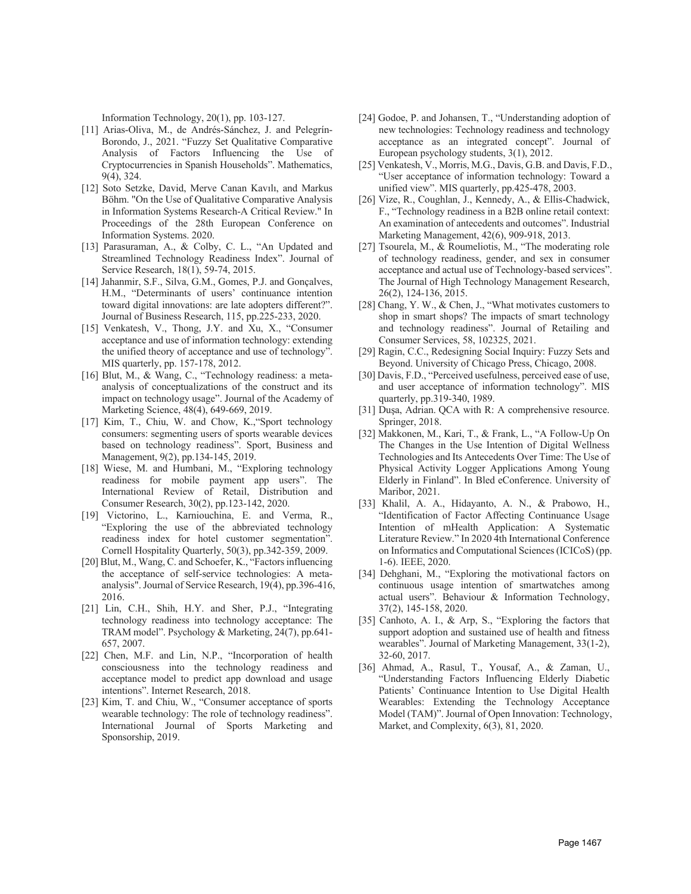Information Technology, 20(1), pp. 103-127.

[11] Arias-Oliva, M., de Andrés-Sánchez, J. and Pelegrín-Borondo, J., 2021. "Fuzzy Set Qualitative Comparative Analysis of Factors Influencing the Use of Cryptocurrencies in Spanish Households". Mathematics, 9(4), 324.

[12] Soto Setzke, David, Merve Canan Kavılı, and Markus Böhm. "On the Use of Qualitative Comparative Analysis in Information Systems Research-A Critical Review." In Proceedings of the 28th European Conference on Information Systems. 2020.

[13] Parasuraman, A., & Colby, C. L., "An Updated and Streamlined Technology Readiness Index". Journal of Service Research, 18(1), 59-74, 2015.

[14] Jahanmir, S.F., Silva, G.M., Gomes, P.J. and Gonçalves, H.M., "Determinants of users' continuance intention toward digital innovations: are late adopters different?". Journal of Business Research, 115, pp.225-233, 2020.

[15] Venkatesh, V., Thong, J.Y. and Xu, X., "Consumer acceptance and use of information technology: extending the unified theory of acceptance and use of technology". MIS quarterly, pp. 157-178, 2012.

[16] Blut, M., & Wang, C., "Technology readiness: a meta-analysis of conceptualizations of the construct and its impact on technology usage". Journal of the Academy of Marketing Science, 48(4), 649-669, 2019.

[17] Kim, T., Chiu, W. and Chow, K.,"Sport technology consumers: segmenting users of sports wearable devices based on technology readiness". Sport, Business and Management, 9(2), pp.134-145, 2019.

[18] Wiese, M. and Humbani, M., "Exploring technology readiness for mobile payment app users". The International Review of Retail, Distribution and Consumer Research, 30(2), pp.123-142, 2020.

[19] Victorino, L., Karniouchina, E. and Verma, R., "Exploring the use of the abbreviated technology readiness index for hotel customer segmentation". Cornell Hospitality Quarterly, 50(3), pp.342-359, 2009.

[20] Blut, M., Wang, C. and Schoefer, K., "Factors influencing the acceptance of self-service technologies: A meta-analysis". Journal of Service Research, 19(4), pp.396-416, 2016.

[21] Lin, C.H., Shih, H.Y. and Sher, P.J., "Integrating technology readiness into technology acceptance: The TRAM model". Psychology & Marketing, 24(7), pp.641-657, 2007.

[22] Chen, M.F. and Lin, N.P., "Incorporation of health consciousness into the technology readiness and acceptance model to predict app download and usage intentions". Internet Research, 2018.

[23] Kim, T. and Chiu, W., "Consumer acceptance of sports wearable technology: The role of technology readiness". International Journal of Sports Marketing and Sponsorship, 2019.

[24] Godoe, P. and Johansen, T., "Understanding adoption of new technologies: Technology readiness and technology acceptance as an integrated concept". Journal of European psychology students, 3(1), 2012.

[25] Venkatesh, V., Morris, M.G., Davis, G.B. and Davis, F.D., "User acceptance of information technology: Toward a unified view". MIS quarterly, pp.425-478, 2003.

[26] Vize, R., Coughlan, J., Kennedy, A., & Ellis-Chadwick, F., "Technology readiness in a B2B online retail context: An examination of antecedents and outcomes". Industrial Marketing Management, 42(6), 909-918, 2013.

[27] Tsourela, M., & Roumeliotis, M., "The moderating role of technology readiness, gender, and sex in consumer acceptance and actual use of Technology-based services". The Journal of High Technology Management Research, 26(2), 124-136, 2015.

[28] Chang, Y. W., & Chen, J., "What motivates customers to shop in smart shops? The impacts of smart technology and technology readiness". Journal of Retailing and Consumer Services, 58, 102325, 2021.

[29] Ragin, C.C., Redesigning Social Inquiry: Fuzzy Sets and Beyond. University of Chicago Press, Chicago, 2008.

[30] Davis, F.D., "Perceived usefulness, perceived ease of use, and user acceptance of information technology". MIS quarterly, pp.319-340, 1989.

[31] Dușa, Adrian. QCA with R: A comprehensive resource. Springer, 2018.

[32] Makkonen, M., Kari, T., & Frank, L., "A Follow-Up On The Changes in the Use Intention of Digital Wellness Technologies and Its Antecedents Over Time: The Use of Physical Activity Logger Applications Among Young Elderly in Finland". In Bled eConference. University of Maribor, 2021.

[33] Khalil, A. A., Hidayanto, A. N., & Prabowo, H., "Identification of Factor Affecting Continuance Usage Intention of mHealth Application: A Systematic Literature Review." In 2020 4th International Conference on Informatics and Computational Sciences (ICICoS) (pp. 1-6). IEEE, 2020.

[34] Dehghani, M., "Exploring the motivational factors on continuous usage intention of smartwatches among actual users". Behaviour & Information Technology, 37(2), 145-158, 2020.

[35] Canhoto, A. I., & Arp, S., "Exploring the factors that support adoption and sustained use of health and fitness wearables". Journal of Marketing Management, 33(1-2), 32-60, 2017.

[36] Ahmad, A., Rasul, T., Yousaf, A., & Zaman, U., "Understanding Factors Influencing Elderly Diabetic Patients' Continuance Intention to Use Digital Health Wearables: Extending the Technology Acceptance Model (TAM)". Journal of Open Innovation: Technology, Market, and Complexity, 6(3), 81, 2020.